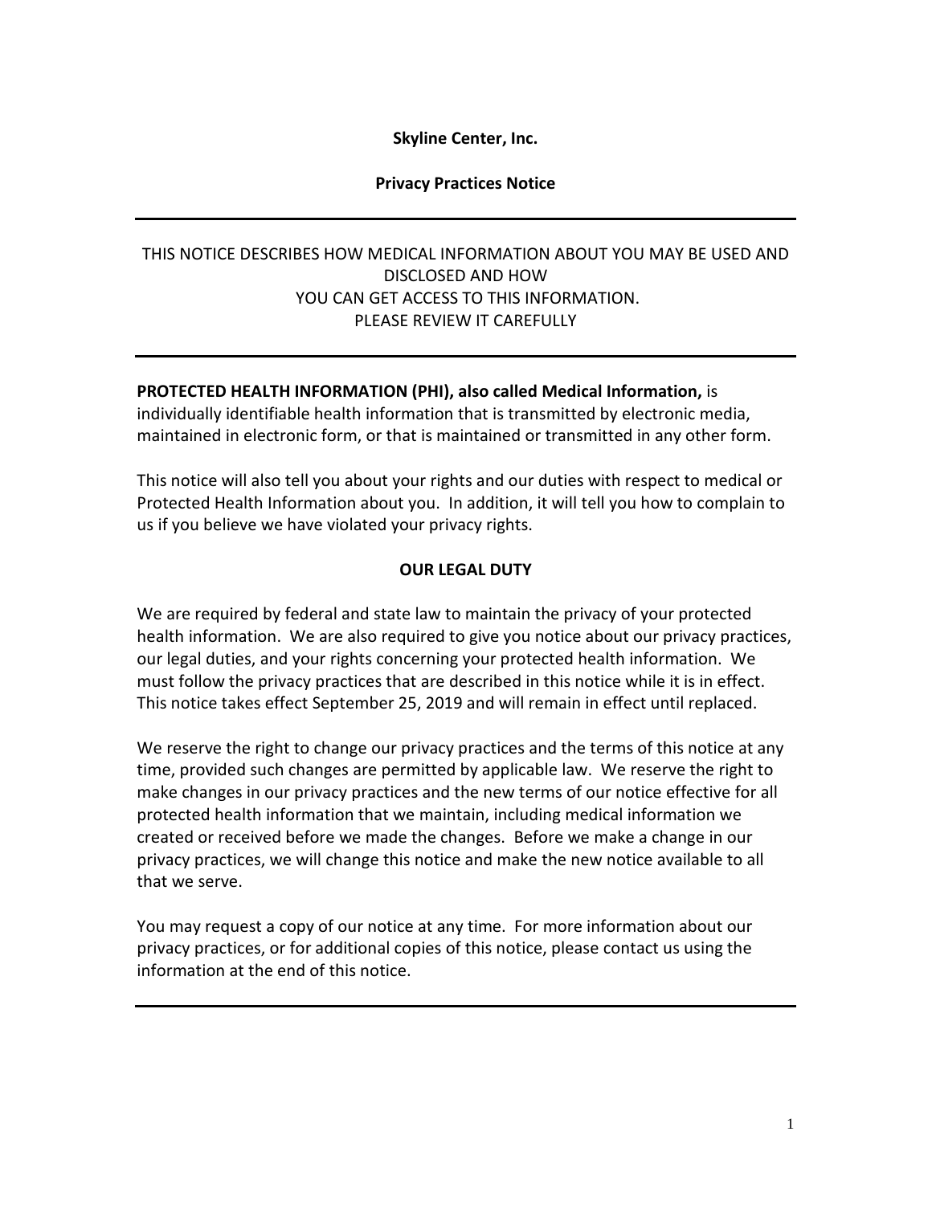**Skyline Center, Inc.**

**Privacy Practices Notice**

---

THIS NOTICE DESCRIBES HOW MEDICAL INFORMATION ABOUT YOU MAY BE USED AND DISCLOSED AND HOW YOU CAN GET ACCESS TO THIS INFORMATION.
PLEASE REVIEW IT CAREFULLY

---

**PROTECTED HEALTH INFORMATION (PHI), also called Medical Information,** is individually identifiable health information that is transmitted by electronic media, maintained in electronic form, or that is maintained or transmitted in any other form.

This notice will also tell you about your rights and our duties with respect to medical or Protected Health Information about you. In addition, it will tell you how to complain to us if you believe we have violated your privacy rights.

## OUR LEGAL DUTY

We are required by federal and state law to maintain the privacy of your protected health information. We are also required to give you notice about our privacy practices, our legal duties, and your rights concerning your protected health information. We must follow the privacy practices that are described in this notice while it is in effect. This notice takes effect September 25, 2019 and will remain in effect until replaced.

We reserve the right to change our privacy practices and the terms of this notice at any time, provided such changes are permitted by applicable law. We reserve the right to make changes in our privacy practices and the new terms of our notice effective for all protected health information that we maintain, including medical information we created or received before we made the changes. Before we make a change in our privacy practices, we will change this notice and make the new notice available to all that we serve.

You may request a copy of our notice at any time. For more information about our privacy practices, or for additional copies of this notice, please contact us using the information at the end of this notice.

---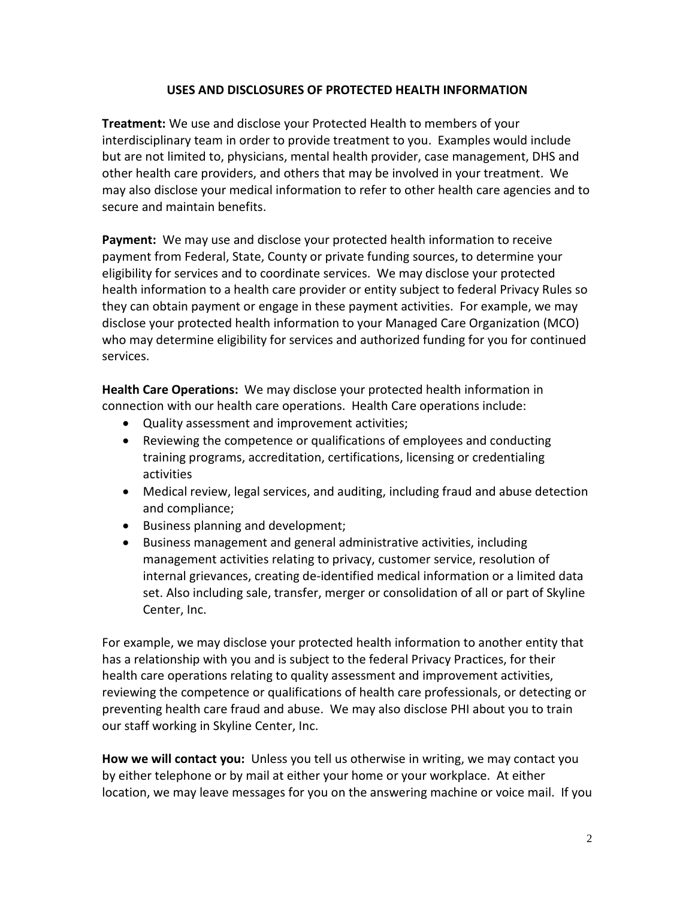## USES AND DISCLOSURES OF PROTECTED HEALTH INFORMATION

**Treatment:** We use and disclose your Protected Health to members of your interdisciplinary team in order to provide treatment to you. Examples would include but are not limited to, physicians, mental health provider, case management, DHS and other health care providers, and others that may be involved in your treatment. We may also disclose your medical information to refer to other health care agencies and to secure and maintain benefits.

**Payment:** We may use and disclose your protected health information to receive payment from Federal, State, County or private funding sources, to determine your eligibility for services and to coordinate services. We may disclose your protected health information to a health care provider or entity subject to federal Privacy Rules so they can obtain payment or engage in these payment activities. For example, we may disclose your protected health information to your Managed Care Organization (MCO) who may determine eligibility for services and authorized funding for you for continued services.

**Health Care Operations:** We may disclose your protected health information in connection with our health care operations. Health Care operations include:

- Quality assessment and improvement activities;
- Reviewing the competence or qualifications of employees and conducting training programs, accreditation, certifications, licensing or credentialing activities
- Medical review, legal services, and auditing, including fraud and abuse detection and compliance;
- Business planning and development;
- Business management and general administrative activities, including management activities relating to privacy, customer service, resolution of internal grievances, creating de-identified medical information or a limited data set. Also including sale, transfer, merger or consolidation of all or part of Skyline Center, Inc.

For example, we may disclose your protected health information to another entity that has a relationship with you and is subject to the federal Privacy Practices, for their health care operations relating to quality assessment and improvement activities, reviewing the competence or qualifications of health care professionals, or detecting or preventing health care fraud and abuse. We may also disclose PHI about you to train our staff working in Skyline Center, Inc.

**How we will contact you:** Unless you tell us otherwise in writing, we may contact you by either telephone or by mail at either your home or your workplace. At either location, we may leave messages for you on the answering machine or voice mail. If you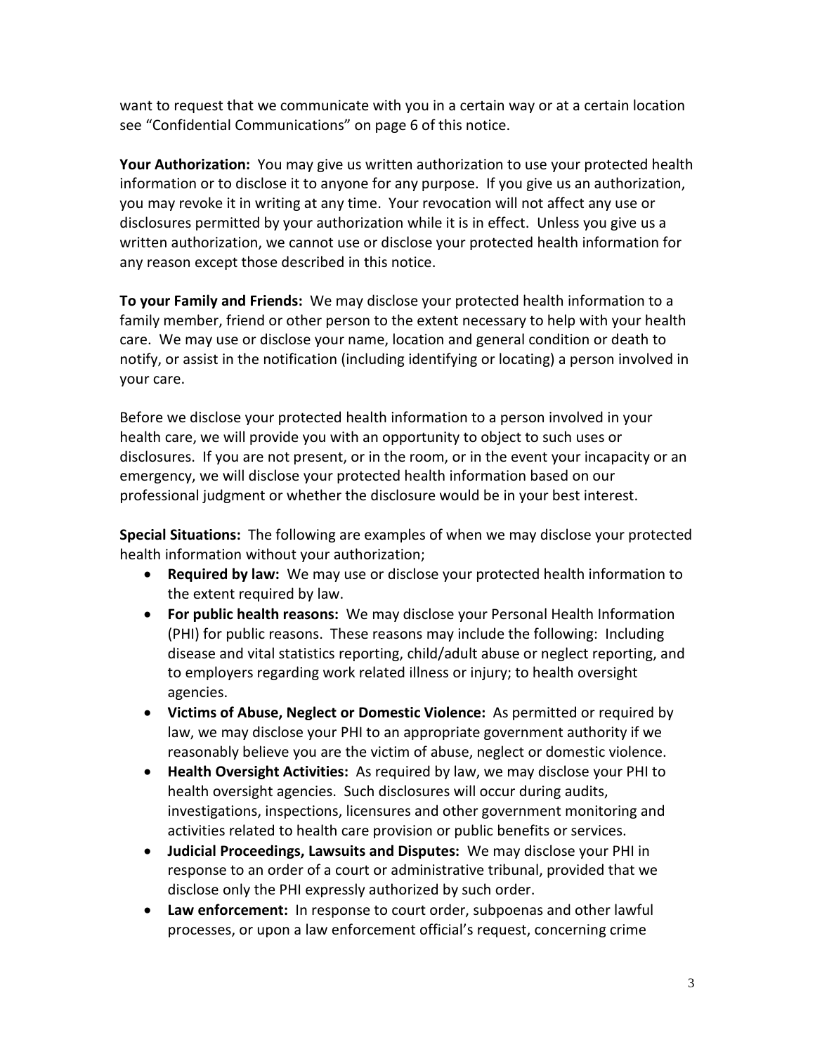want to request that we communicate with you in a certain way or at a certain location see “Confidential Communications” on page 6 of this notice.

**Your Authorization:** You may give us written authorization to use your protected health information or to disclose it to anyone for any purpose. If you give us an authorization, you may revoke it in writing at any time. Your revocation will not affect any use or disclosures permitted by your authorization while it is in effect. Unless you give us a written authorization, we cannot use or disclose your protected health information for any reason except those described in this notice.

**To your Family and Friends:** We may disclose your protected health information to a family member, friend or other person to the extent necessary to help with your health care. We may use or disclose your name, location and general condition or death to notify, or assist in the notification (including identifying or locating) a person involved in your care.

Before we disclose your protected health information to a person involved in your health care, we will provide you with an opportunity to object to such uses or disclosures. If you are not present, or in the room, or in the event your incapacity or an emergency, we will disclose your protected health information based on our professional judgment or whether the disclosure would be in your best interest.

**Special Situations:** The following are examples of when we may disclose your protected health information without your authorization;

- **Required by law:** We may use or disclose your protected health information to the extent required by law.
- **For public health reasons:** We may disclose your Personal Health Information (PHI) for public reasons. These reasons may include the following: Including disease and vital statistics reporting, child/adult abuse or neglect reporting, and to employers regarding work related illness or injury; to health oversight agencies.
- **Victims of Abuse, Neglect or Domestic Violence:** As permitted or required by law, we may disclose your PHI to an appropriate government authority if we reasonably believe you are the victim of abuse, neglect or domestic violence.
- **Health Oversight Activities:** As required by law, we may disclose your PHI to health oversight agencies. Such disclosures will occur during audits, investigations, inspections, licensures and other government monitoring and activities related to health care provision or public benefits or services.
- **Judicial Proceedings, Lawsuits and Disputes:** We may disclose your PHI in response to an order of a court or administrative tribunal, provided that we disclose only the PHI expressly authorized by such order.
- **Law enforcement:** In response to court order, subpoenas and other lawful processes, or upon a law enforcement official’s request, concerning crime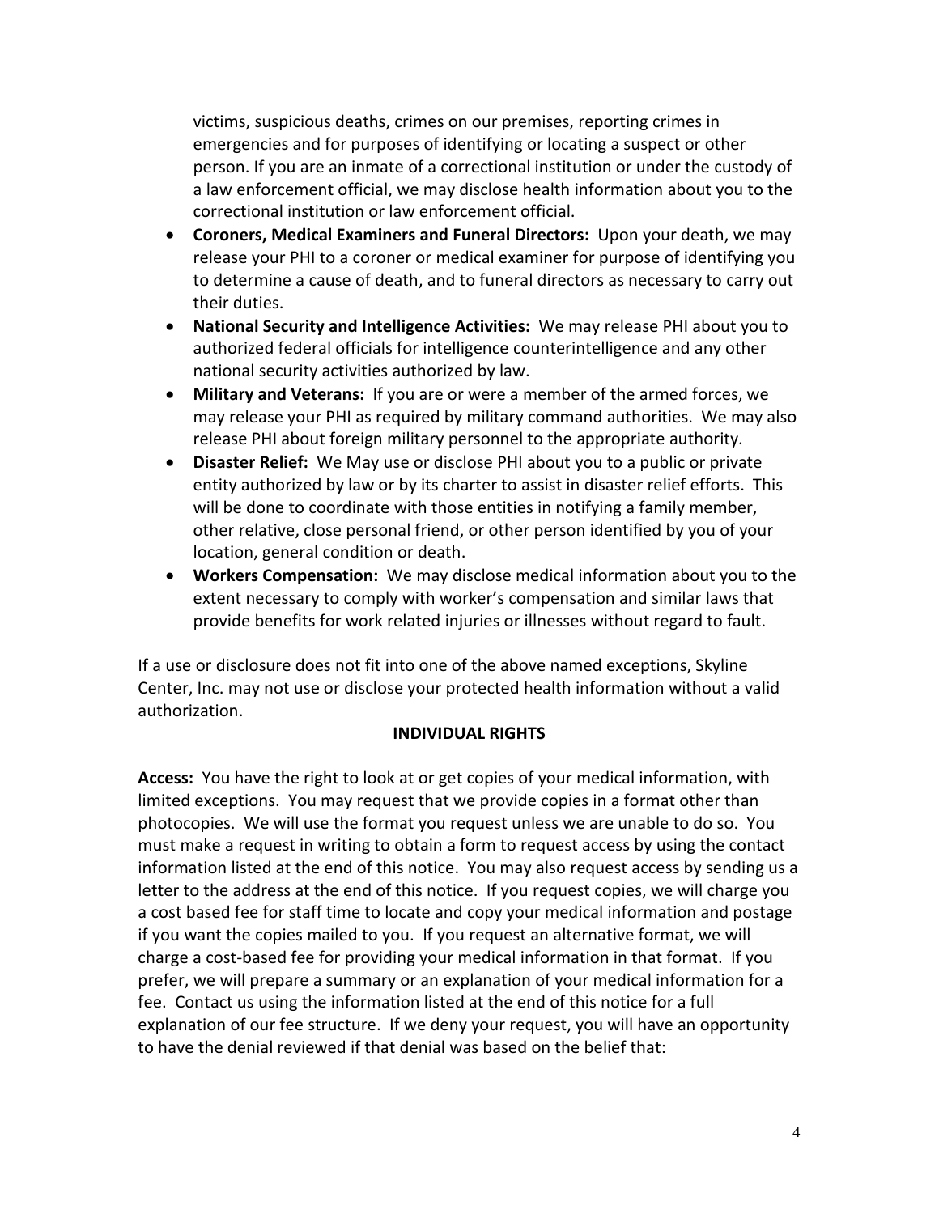victims, suspicious deaths, crimes on our premises, reporting crimes in emergencies and for purposes of identifying or locating a suspect or other person. If you are an inmate of a correctional institution or under the custody of a law enforcement official, we may disclose health information about you to the correctional institution or law enforcement official.

- **Coroners, Medical Examiners and Funeral Directors:** Upon your death, we may release your PHI to a coroner or medical examiner for purpose of identifying you to determine a cause of death, and to funeral directors as necessary to carry out their duties.
- **National Security and Intelligence Activities:** We may release PHI about you to authorized federal officials for intelligence counterintelligence and any other national security activities authorized by law.
- **Military and Veterans:** If you are or were a member of the armed forces, we may release your PHI as required by military command authorities. We may also release PHI about foreign military personnel to the appropriate authority.
- **Disaster Relief:** We May use or disclose PHI about you to a public or private entity authorized by law or by its charter to assist in disaster relief efforts. This will be done to coordinate with those entities in notifying a family member, other relative, close personal friend, or other person identified by you of your location, general condition or death.
- **Workers Compensation:** We may disclose medical information about you to the extent necessary to comply with worker's compensation and similar laws that provide benefits for work related injuries or illnesses without regard to fault.

If a use or disclosure does not fit into one of the above named exceptions, Skyline Center, Inc. may not use or disclose your protected health information without a valid authorization.

## INDIVIDUAL RIGHTS

**Access:** You have the right to look at or get copies of your medical information, with limited exceptions. You may request that we provide copies in a format other than photocopies. We will use the format you request unless we are unable to do so. You must make a request in writing to obtain a form to request access by using the contact information listed at the end of this notice. You may also request access by sending us a letter to the address at the end of this notice. If you request copies, we will charge you a cost based fee for staff time to locate and copy your medical information and postage if you want the copies mailed to you. If you request an alternative format, we will charge a cost-based fee for providing your medical information in that format. If you prefer, we will prepare a summary or an explanation of your medical information for a fee. Contact us using the information listed at the end of this notice for a full explanation of our fee structure. If we deny your request, you will have an opportunity to have the denial reviewed if that denial was based on the belief that: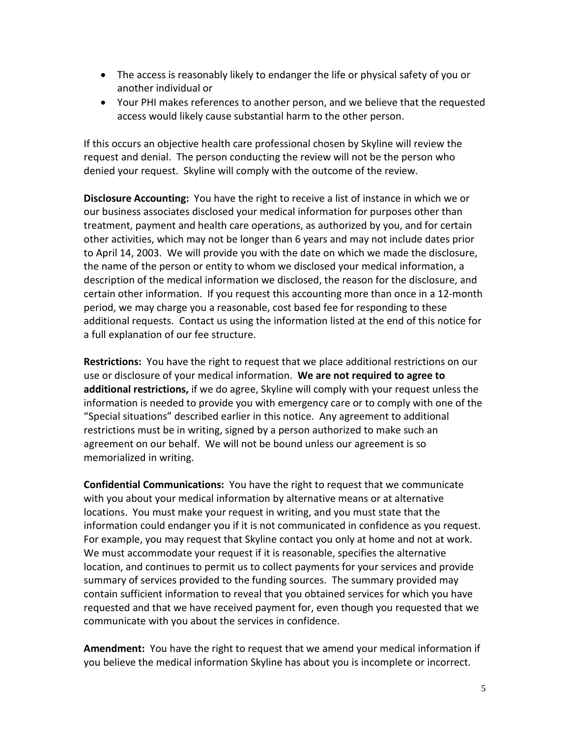- The access is reasonably likely to endanger the life or physical safety of you or another individual or
- Your PHI makes references to another person, and we believe that the requested access would likely cause substantial harm to the other person.

If this occurs an objective health care professional chosen by Skyline will review the request and denial. The person conducting the review will not be the person who denied your request. Skyline will comply with the outcome of the review.

**Disclosure Accounting:** You have the right to receive a list of instance in which we or our business associates disclosed your medical information for purposes other than treatment, payment and health care operations, as authorized by you, and for certain other activities, which may not be longer than 6 years and may not include dates prior to April 14, 2003. We will provide you with the date on which we made the disclosure, the name of the person or entity to whom we disclosed your medical information, a description of the medical information we disclosed, the reason for the disclosure, and certain other information. If you request this accounting more than once in a 12-month period, we may charge you a reasonable, cost based fee for responding to these additional requests. Contact us using the information listed at the end of this notice for a full explanation of our fee structure.

**Restrictions:** You have the right to request that we place additional restrictions on our use or disclosure of your medical information. **We are not required to agree to additional restrictions,** if we do agree, Skyline will comply with your request unless the information is needed to provide you with emergency care or to comply with one of the "Special situations" described earlier in this notice. Any agreement to additional restrictions must be in writing, signed by a person authorized to make such an agreement on our behalf. We will not be bound unless our agreement is so memorialized in writing.

**Confidential Communications:** You have the right to request that we communicate with you about your medical information by alternative means or at alternative locations. You must make your request in writing, and you must state that the information could endanger you if it is not communicated in confidence as you request. For example, you may request that Skyline contact you only at home and not at work. We must accommodate your request if it is reasonable, specifies the alternative location, and continues to permit us to collect payments for your services and provide summary of services provided to the funding sources. The summary provided may contain sufficient information to reveal that you obtained services for which you have requested and that we have received payment for, even though you requested that we communicate with you about the services in confidence.

**Amendment:** You have the right to request that we amend your medical information if you believe the medical information Skyline has about you is incomplete or incorrect.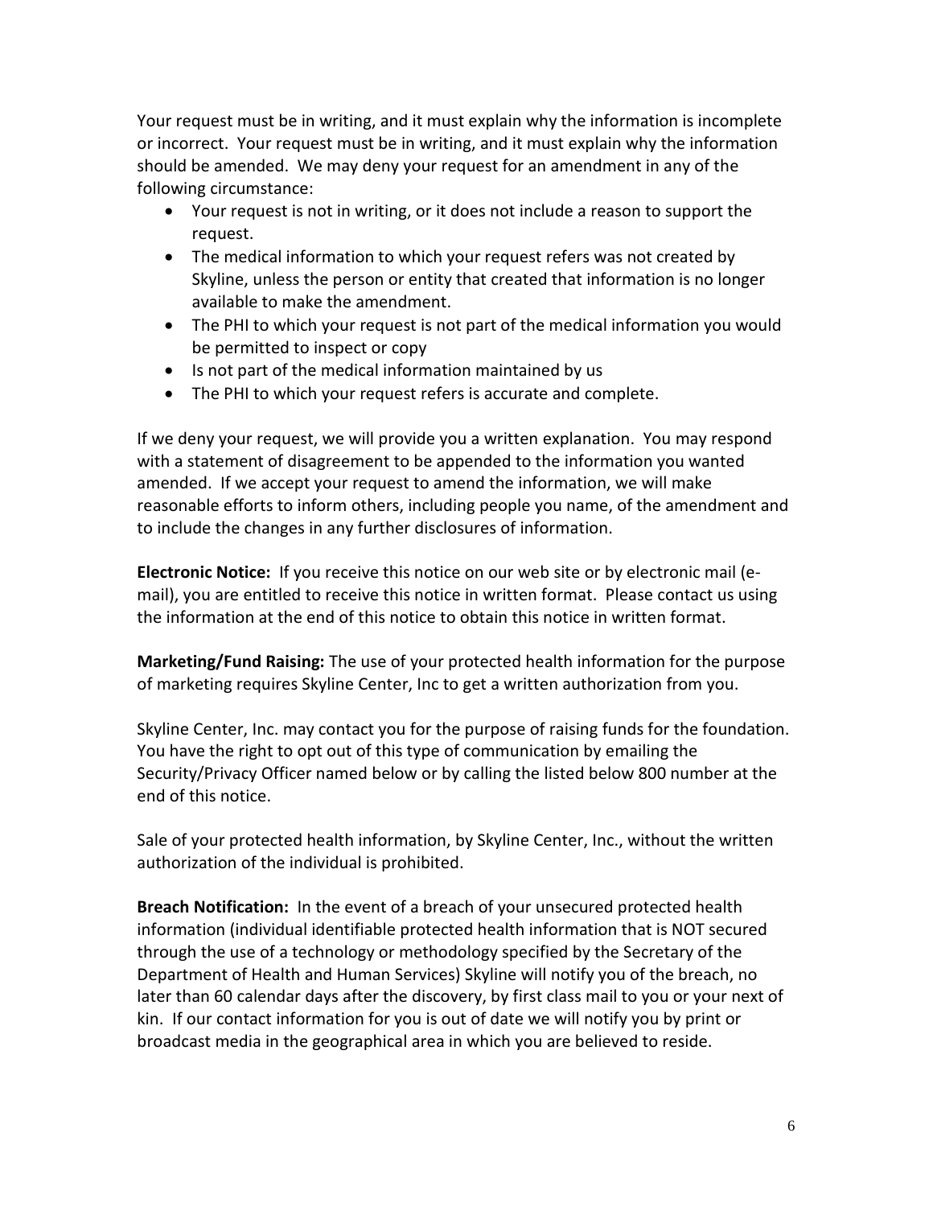Your request must be in writing, and it must explain why the information is incomplete or incorrect. Your request must be in writing, and it must explain why the information should be amended. We may deny your request for an amendment in any of the following circumstance:

- Your request is not in writing, or it does not include a reason to support the request.
- The medical information to which your request refers was not created by Skyline, unless the person or entity that created that information is no longer available to make the amendment.
- The PHI to which your request is not part of the medical information you would be permitted to inspect or copy
- Is not part of the medical information maintained by us
- The PHI to which your request refers is accurate and complete.

If we deny your request, we will provide you a written explanation. You may respond with a statement of disagreement to be appended to the information you wanted amended. If we accept your request to amend the information, we will make reasonable efforts to inform others, including people you name, of the amendment and to include the changes in any further disclosures of information.

**Electronic Notice:** If you receive this notice on our web site or by electronic mail (e-mail), you are entitled to receive this notice in written format. Please contact us using the information at the end of this notice to obtain this notice in written format.

**Marketing/Fund Raising:** The use of your protected health information for the purpose of marketing requires Skyline Center, Inc to get a written authorization from you.

Skyline Center, Inc. may contact you for the purpose of raising funds for the foundation. You have the right to opt out of this type of communication by emailing the Security/Privacy Officer named below or by calling the listed below 800 number at the end of this notice.

Sale of your protected health information, by Skyline Center, Inc., without the written authorization of the individual is prohibited.

**Breach Notification:** In the event of a breach of your unsecured protected health information (individual identifiable protected health information that is NOT secured through the use of a technology or methodology specified by the Secretary of the Department of Health and Human Services) Skyline will notify you of the breach, no later than 60 calendar days after the discovery, by first class mail to you or your next of kin. If our contact information for you is out of date we will notify you by print or broadcast media in the geographical area in which you are believed to reside.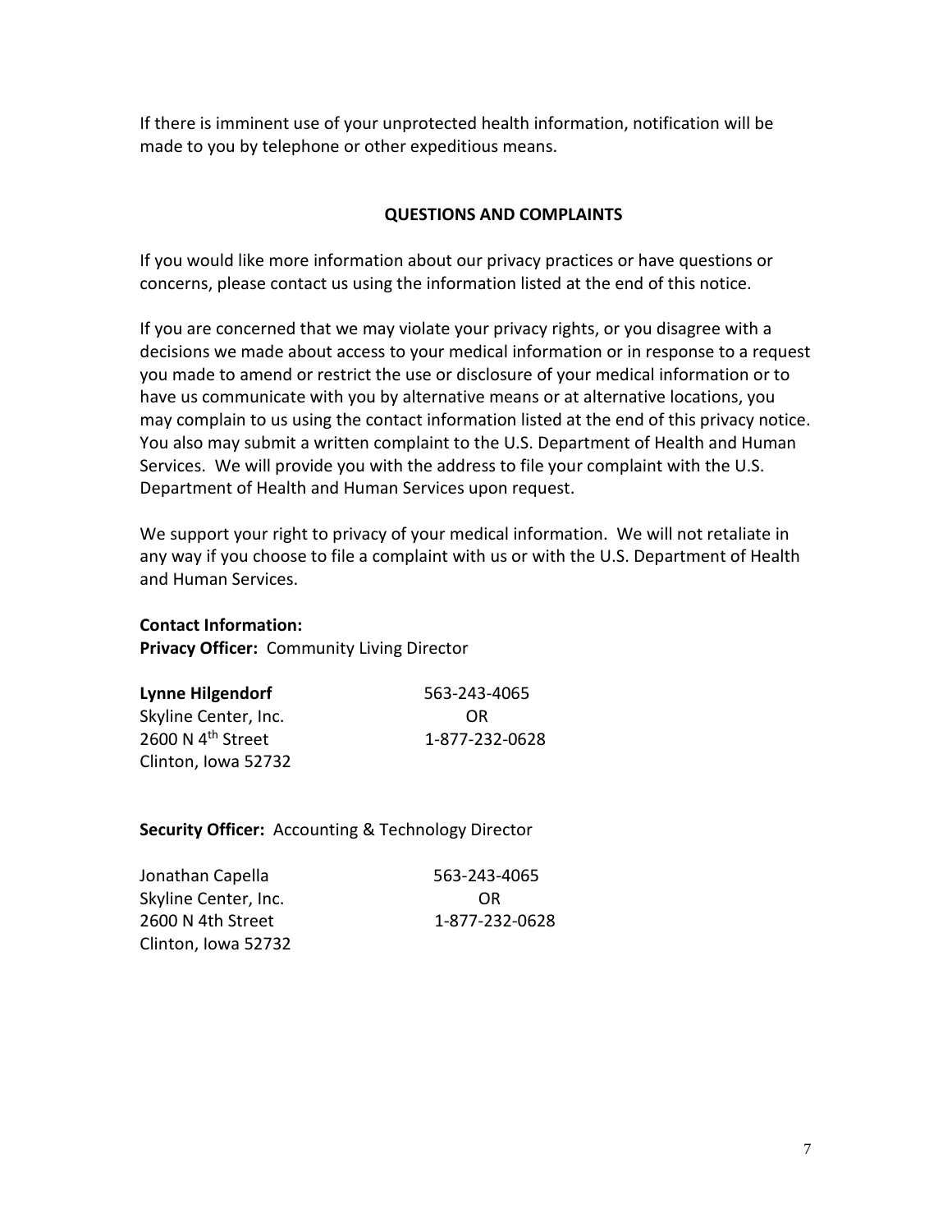If there is imminent use of your unprotected health information, notification will be made to you by telephone or other expeditious means.

## QUESTIONS AND COMPLAINTS

If you would like more information about our privacy practices or have questions or concerns, please contact us using the information listed at the end of this notice.

If you are concerned that we may violate your privacy rights, or you disagree with a decisions we made about access to your medical information or in response to a request you made to amend or restrict the use or disclosure of your medical information or to have us communicate with you by alternative means or at alternative locations, you may complain to us using the contact information listed at the end of this privacy notice. You also may submit a written complaint to the U.S. Department of Health and Human Services. We will provide you with the address to file your complaint with the U.S. Department of Health and Human Services upon request.

We support your right to privacy of your medical information. We will not retaliate in any way if you choose to file a complaint with us or with the U.S. Department of Health and Human Services.

**Contact Information:**
**Privacy Officer:** Community Living Director

| | |
|---|---|
| **Lynne Hilgendorf** | 563-243-4065 |
| Skyline Center, Inc. | OR |
| 2600 N 4th Street | 1-877-232-0628 |
| Clinton, Iowa 52732 | |

**Security Officer:** Accounting & Technology Director

| | |
|---|---|
| Jonathan Capella | 563-243-4065 |
| Skyline Center, Inc. | OR |
| 2600 N 4th Street | 1-877-232-0628 |
| Clinton, Iowa 52732 | |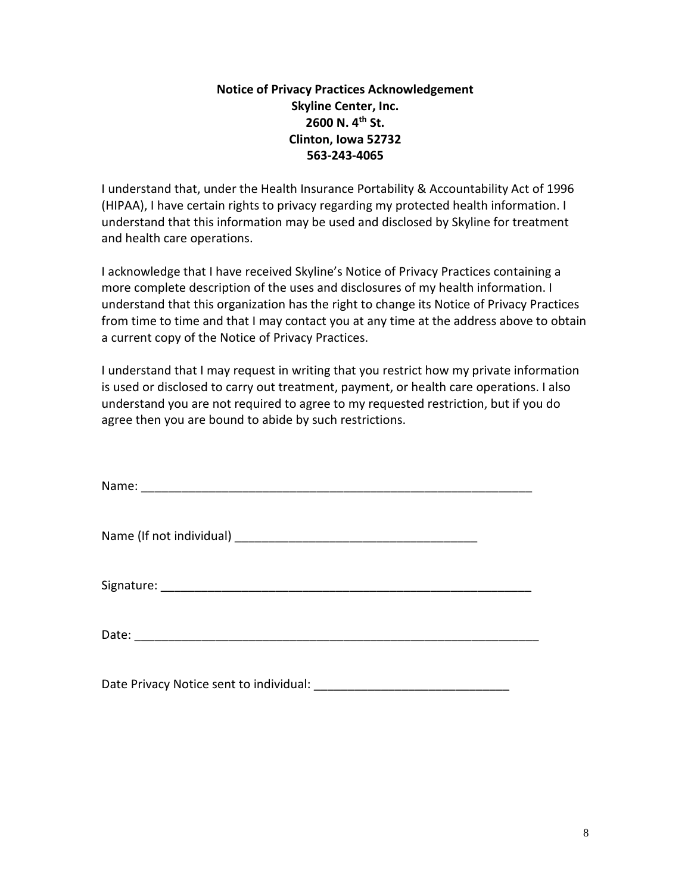**Notice of Privacy Practices Acknowledgement**
**Skyline Center, Inc.**
**2600 N. 4th St.**
**Clinton, Iowa 52732**
**563-243-4065**

I understand that, under the Health Insurance Portability & Accountability Act of 1996 (HIPAA), I have certain rights to privacy regarding my protected health information. I understand that this information may be used and disclosed by Skyline for treatment and health care operations.

I acknowledge that I have received Skyline's Notice of Privacy Practices containing a more complete description of the uses and disclosures of my health information. I understand that this organization has the right to change its Notice of Privacy Practices from time to time and that I may contact you at any time at the address above to obtain a current copy of the Notice of Privacy Practices.

I understand that I may request in writing that you restrict how my private information is used or disclosed to carry out treatment, payment, or health care operations. I also understand you are not required to agree to my requested restriction, but if you do agree then you are bound to abide by such restrictions.

Name: ____________________________________________________________

Name (If not individual) ____________________________________

Signature: ________________________________________________________

Date: ______________________________________________________________

Date Privacy Notice sent to individual: _____________________________